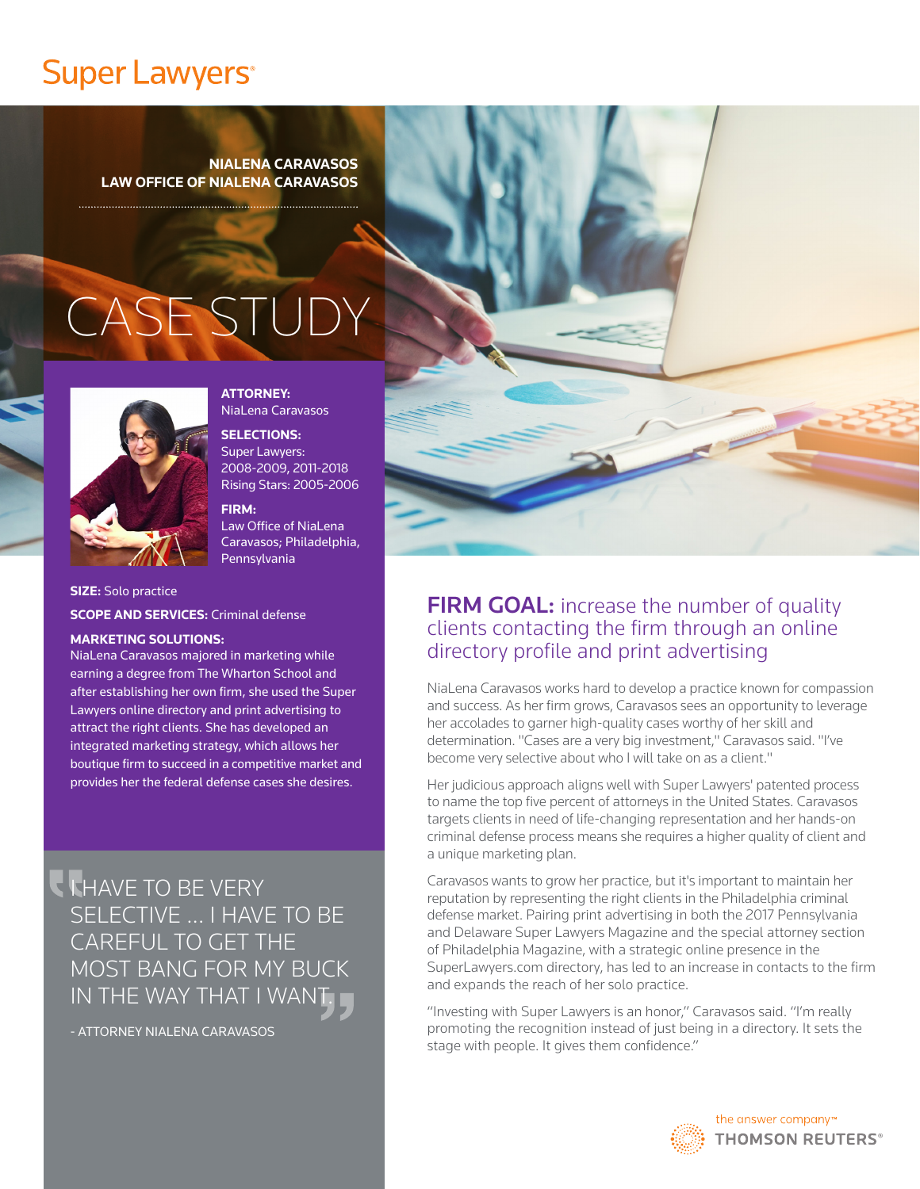Super Lawyers

**NIALENA CARAVASOS**
**LAW OFFICE OF NIALENA CARAVASOS**

# CASE STUDY

**ATTORNEY:**
NiaLena Caravasos

**SELECTIONS:**
Super Lawyers: 2008-2009, 2011-2018
Rising Stars: 2005-2006

**FIRM:**
Law Office of NiaLena Caravasos; Philadelphia, Pennsylvania

**SIZE:** Solo practice

**SCOPE AND SERVICES:** Criminal defense

**MARKETING SOLUTIONS:**
NiaLena Caravasos majored in marketing while earning a degree from The Wharton School and after establishing her own firm, she used the Super Lawyers online directory and print advertising to attract the right clients. She has developed an integrated marketing strategy, which allows her boutique firm to succeed in a competitive market and provides her the federal defense cases she desires.

> "I HAVE TO BE VERY SELECTIVE ... I HAVE TO BE CAREFUL TO GET THE MOST BANG FOR MY BUCK IN THE WAY THAT I WANT."
>
> - ATTORNEY NIALENA CARAVASOS

## FIRM GOAL: increase the number of quality clients contacting the firm through an online directory profile and print advertising

NiaLena Caravasos works hard to develop a practice known for compassion and success. As her firm grows, Caravasos sees an opportunity to leverage her accolades to garner high-quality cases worthy of her skill and determination. "Cases are a very big investment," Caravasos said. "I've become very selective about who I will take on as a client."

Her judicious approach aligns well with Super Lawyers' patented process to name the top five percent of attorneys in the United States. Caravasos targets clients in need of life-changing representation and her hands-on criminal defense process means she requires a higher quality of client and a unique marketing plan.

Caravasos wants to grow her practice, but it's important to maintain her reputation by representing the right clients in the Philadelphia criminal defense market. Pairing print advertising in both the 2017 Pennsylvania and Delaware Super Lawyers Magazine and the special attorney section of Philadelphia Magazine, with a strategic online presence in the SuperLawyers.com directory, has led to an increase in contacts to the firm and expands the reach of her solo practice.

"Investing with Super Lawyers is an honor," Caravasos said. "I'm really promoting the recognition instead of just being in a directory. It sets the stage with people. It gives them confidence."

the answer company™
THOMSON REUTERS®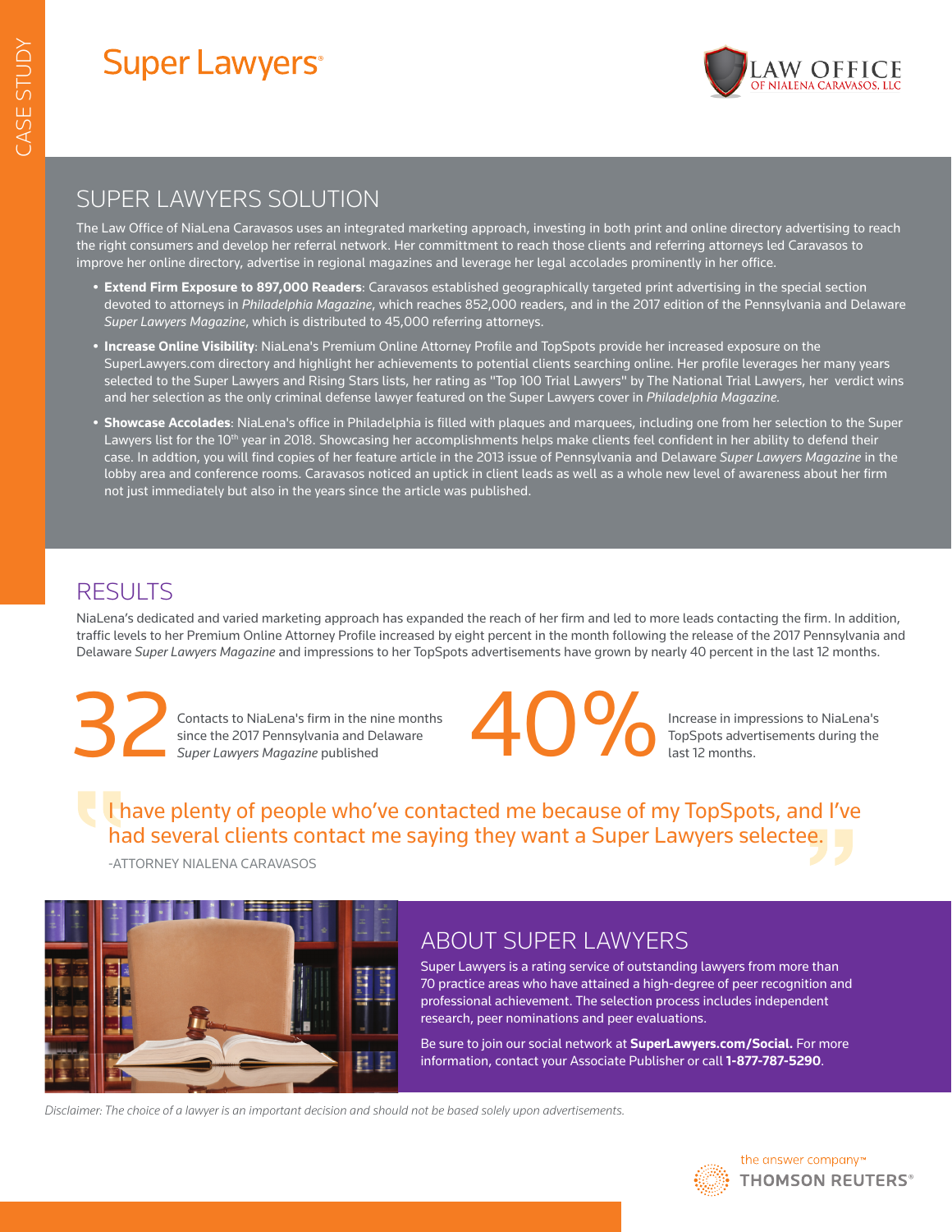Super Lawyers®

LAW OFFICE OF NIALENA CARAVASOS, LLC

CASE STUDY

## SUPER LAWYERS SOLUTION

The Law Office of NiaLena Caravasos uses an integrated marketing approach, investing in both print and online directory advertising to reach the right consumers and develop her referral network. Her committment to reach those clients and referring attorneys led Caravasos to improve her online directory, advertise in regional magazines and leverage her legal accolades prominently in her office.

- **Extend Firm Exposure to 897,000 Readers**: Caravasos established geographically targeted print advertising in the special section devoted to attorneys in *Philadelphia Magazine*, which reaches 852,000 readers, and in the 2017 edition of the Pennsylvania and Delaware *Super Lawyers Magazine*, which is distributed to 45,000 referring attorneys.
- **Increase Online Visibility**: NiaLena's Premium Online Attorney Profile and TopSpots provide her increased exposure on the SuperLawyers.com directory and highlight her achievements to potential clients searching online. Her profile leverages her many years selected to the Super Lawyers and Rising Stars lists, her rating as "Top 100 Trial Lawyers" by The National Trial Lawyers, her verdict wins and her selection as the only criminal defense lawyer featured on the Super Lawyers cover in *Philadelphia Magazine*.
- **Showcase Accolades**: NiaLena's office in Philadelphia is filled with plaques and marquees, including one from her selection to the Super Lawyers list for the 10th year in 2018. Showcasing her accomplishments helps make clients feel confident in her ability to defend their case. In addtion, you will find copies of her feature article in the 2013 issue of Pennsylvania and Delaware *Super Lawyers Magazine* in the lobby area and conference rooms. Caravasos noticed an uptick in client leads as well as a whole new level of awareness about her firm not just immediately but also in the years since the article was published.

## RESULTS

NiaLena's dedicated and varied marketing approach has expanded the reach of her firm and led to more leads contacting the firm. In addition, traffic levels to her Premium Online Attorney Profile increased by eight percent in the month following the release of the 2017 Pennsylvania and Delaware *Super Lawyers Magazine* and impressions to her TopSpots advertisements have grown by nearly 40 percent in the last 12 months.

**32** Contacts to NiaLena's firm in the nine months since the 2017 Pennsylvania and Delaware *Super Lawyers Magazine* published

**40%** Increase in impressions to NiaLena's TopSpots advertisements during the last 12 months.

> "I have plenty of people who've contacted me because of my TopSpots, and I've had several clients contact me saying they want a Super Lawyers selectee."
>
> -ATTORNEY NIALENA CARAVASOS

## ABOUT SUPER LAWYERS

Super Lawyers is a rating service of outstanding lawyers from more than 70 practice areas who have attained a high-degree of peer recognition and professional achievement. The selection process includes independent research, peer nominations and peer evaluations.

Be sure to join our social network at **SuperLawyers.com/Social.** For more information, contact your Associate Publisher or call **1-877-787-5290**.

*Disclaimer: The choice of a lawyer is an important decision and should not be based solely upon advertisements.*

the answer company™ THOMSON REUTERS®